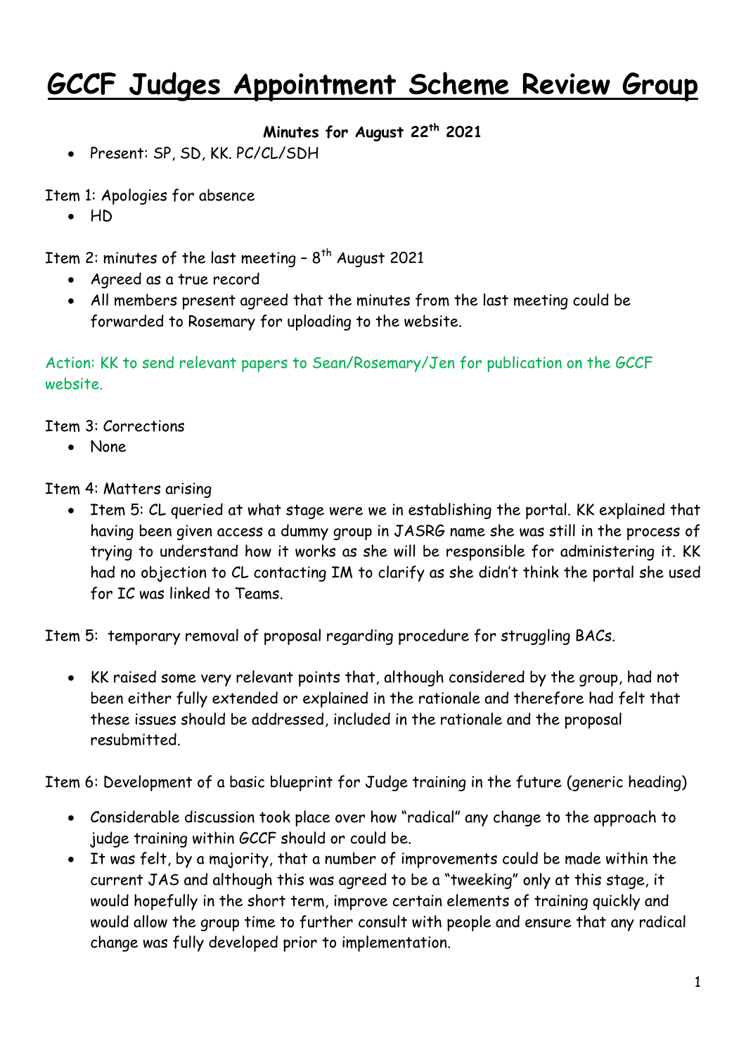# GCCF Judges Appointment Scheme Review Group

**Minutes for August 22th 2021**

- Present: SP, SD, KK. PC/CL/SDH

Item 1: Apologies for absence

- HD

Item 2: minutes of the last meeting – 8th August 2021

- Agreed as a true record
- All members present agreed that the minutes from the last meeting could be forwarded to Rosemary for uploading to the website.

Action: KK to send relevant papers to Sean/Rosemary/Jen for publication on the GCCF website.

Item 3: Corrections

- None

Item 4: Matters arising

- Item 5: CL queried at what stage were we in establishing the portal. KK explained that having been given access a dummy group in JASRG name she was still in the process of trying to understand how it works as she will be responsible for administering it. KK had no objection to CL contacting IM to clarify as she didn't think the portal she used for IC was linked to Teams.

Item 5: temporary removal of proposal regarding procedure for struggling BACs.

- KK raised some very relevant points that, although considered by the group, had not been either fully extended or explained in the rationale and therefore had felt that these issues should be addressed, included in the rationale and the proposal resubmitted.

Item 6: Development of a basic blueprint for Judge training in the future (generic heading)

- Considerable discussion took place over how "radical" any change to the approach to judge training within GCCF should or could be.
- It was felt, by a majority, that a number of improvements could be made within the current JAS and although this was agreed to be a "tweeking" only at this stage, it would hopefully in the short term, improve certain elements of training quickly and would allow the group time to further consult with people and ensure that any radical change was fully developed prior to implementation.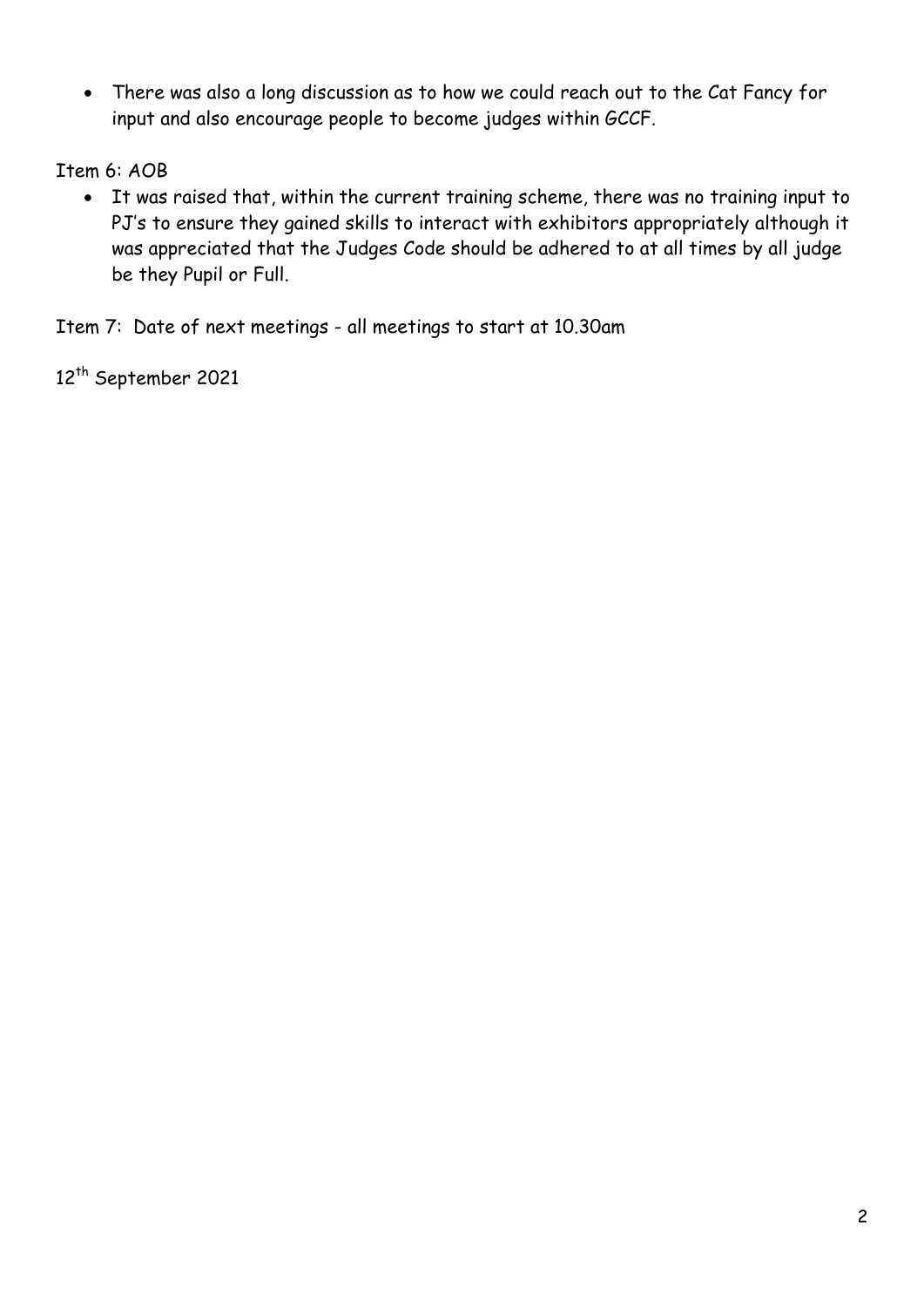- There was also a long discussion as to how we could reach out to the Cat Fancy for input and also encourage people to become judges within GCCF.

Item 6: AOB

- It was raised that, within the current training scheme, there was no training input to PJ's to ensure they gained skills to interact with exhibitors appropriately although it was appreciated that the Judges Code should be adhered to at all times by all judge be they Pupil or Full.

Item 7: Date of next meetings - all meetings to start at 10.30am

12th September 2021